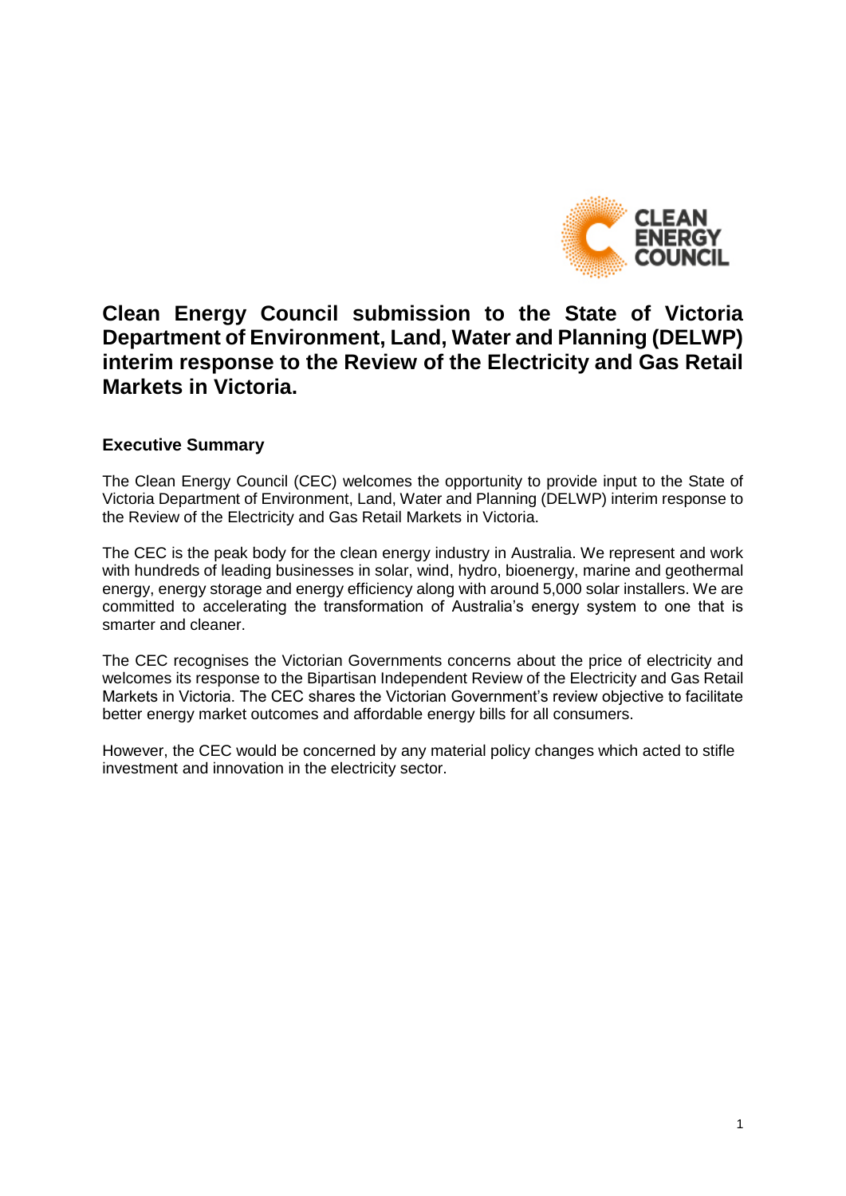# Clean Energy Council submission to the State of Victoria Department of Environment, Land, Water and Planning (DELWP) interim response to the Review of the Electricity and Gas Retail Markets in Victoria.

## Executive Summary

The Clean Energy Council (CEC) welcomes the opportunity to provide input to the State of Victoria Department of Environment, Land, Water and Planning (DELWP) interim response to the Review of the Electricity and Gas Retail Markets in Victoria.

The CEC is the peak body for the clean energy industry in Australia. We represent and work with hundreds of leading businesses in solar, wind, hydro, bioenergy, marine and geothermal energy, energy storage and energy efficiency along with around 5,000 solar installers. We are committed to accelerating the transformation of Australia's energy system to one that is smarter and cleaner.

The CEC recognises the Victorian Governments concerns about the price of electricity and welcomes its response to the Bipartisan Independent Review of the Electricity and Gas Retail Markets in Victoria. The CEC shares the Victorian Government's review objective to facilitate better energy market outcomes and affordable energy bills for all consumers.

However, the CEC would be concerned by any material policy changes which acted to stifle investment and innovation in the electricity sector.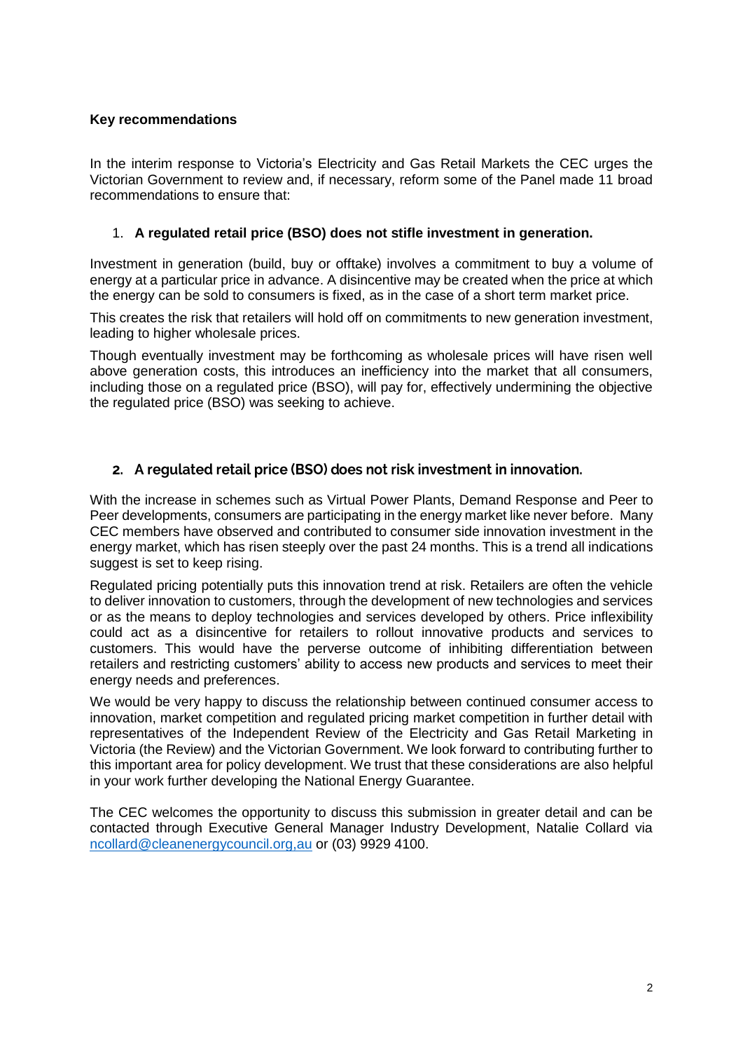**Key recommendations**

In the interim response to Victoria's Electricity and Gas Retail Markets the CEC urges the Victorian Government to review and, if necessary, reform some of the Panel made 11 broad recommendations to ensure that:

1. **A regulated retail price (BSO) does not stifle investment in generation.**

Investment in generation (build, buy or offtake) involves a commitment to buy a volume of energy at a particular price in advance. A disincentive may be created when the price at which the energy can be sold to consumers is fixed, as in the case of a short term market price.

This creates the risk that retailers will hold off on commitments to new generation investment, leading to higher wholesale prices.

Though eventually investment may be forthcoming as wholesale prices will have risen well above generation costs, this introduces an inefficiency into the market that all consumers, including those on a regulated price (BSO), will pay for, effectively undermining the objective the regulated price (BSO) was seeking to achieve.

2. **A regulated retail price (BSO) does not risk investment in innovation.**

With the increase in schemes such as Virtual Power Plants, Demand Response and Peer to Peer developments, consumers are participating in the energy market like never before. Many CEC members have observed and contributed to consumer side innovation investment in the energy market, which has risen steeply over the past 24 months. This is a trend all indications suggest is set to keep rising.

Regulated pricing potentially puts this innovation trend at risk. Retailers are often the vehicle to deliver innovation to customers, through the development of new technologies and services or as the means to deploy technologies and services developed by others. Price inflexibility could act as a disincentive for retailers to rollout innovative products and services to customers. This would have the perverse outcome of inhibiting differentiation between retailers and restricting customers' ability to access new products and services to meet their energy needs and preferences.

We would be very happy to discuss the relationship between continued consumer access to innovation, market competition and regulated pricing market competition in further detail with representatives of the Independent Review of the Electricity and Gas Retail Marketing in Victoria (the Review) and the Victorian Government. We look forward to contributing further to this important area for policy development. We trust that these considerations are also helpful in your work further developing the National Energy Guarantee.

The CEC welcomes the opportunity to discuss this submission in greater detail and can be contacted through Executive General Manager Industry Development, Natalie Collard via ncollard@cleanenergycouncil.org,au or (03) 9929 4100.